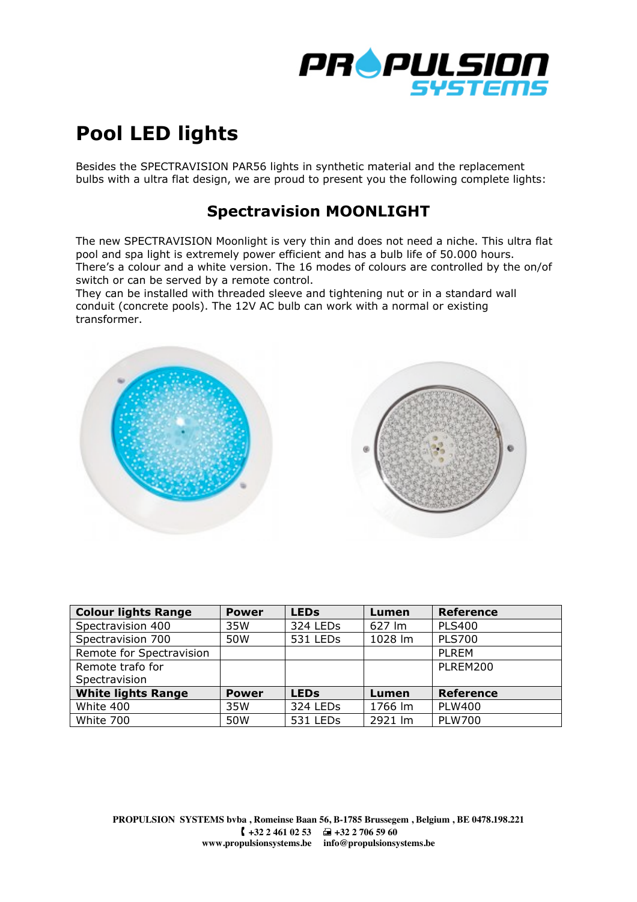# Pool LED lights

Besides the SPECTRAVISION PAR56 lights in synthetic material and the replacement bulbs with a ultra flat design, we are proud to present you the following complete lights:

## Spectravision MOONLIGHT

The new SPECTRAVISION Moonlight is very thin and does not need a niche. This ultra flat pool and spa light is extremely power efficient and has a bulb life of 50.000 hours. There's a colour and a white version. The 16 modes of colours are controlled by the on/of switch or can be served by a remote control.
They can be installed with threaded sleeve and tightening nut or in a standard wall conduit (concrete pools). The 12V AC bulb can work with a normal or existing transformer.

| Colour lights Range | Power | LEDs | Lumen | Reference |
|---|---|---|---|---|
| Spectravision 400 | 35W | 324 LEDs | 627 lm | PLS400 |
| Spectravision 700 | 50W | 531 LEDs | 1028 lm | PLS700 |
| Remote for Spectravision | | | | PLREM |
| Remote trafo for Spectravision | | | | PLREM200 |
| **White lights Range** | **Power** | **LEDs** | **Lumen** | **Reference** |
| White 400 | 35W | 324 LEDs | 1766 lm | PLW400 |
| White 700 | 50W | 531 LEDs | 2921 lm | PLW700 |

**PROPULSION SYSTEMS bvba , Romeinse Baan 56, B-1785 Brussegem , Belgium , BE 0478.198.221**
**+32 2 461 02 53 +32 2 706 59 60**
**www.propulsionsystems.be info@propulsionsystems.be**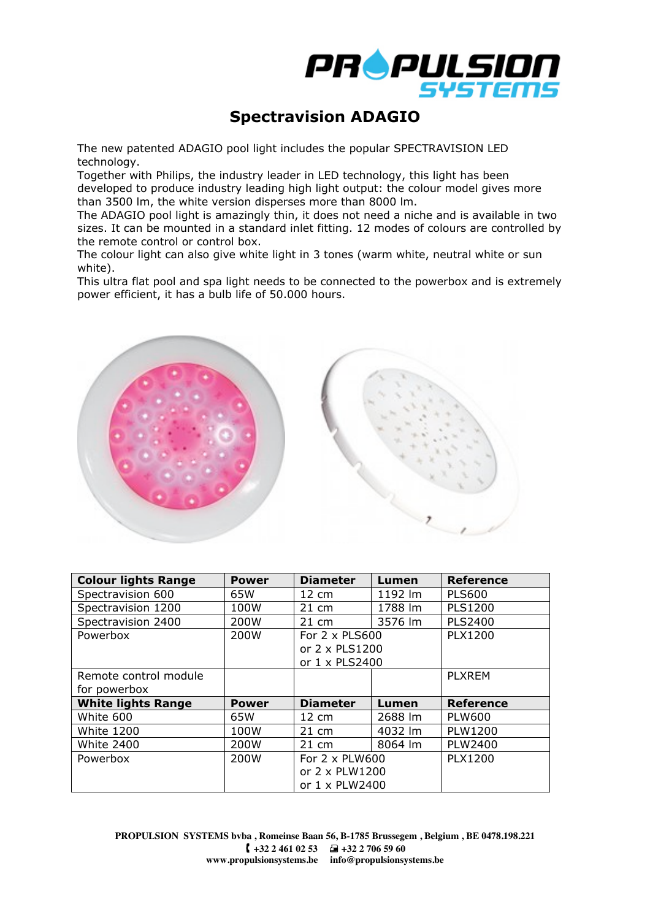# Spectravision ADAGIO

The new patented ADAGIO pool light includes the popular SPECTRAVISION LED technology.
Together with Philips, the industry leader in LED technology, this light has been developed to produce industry leading high light output: the colour model gives more than 3500 lm, the white version disperses more than 8000 lm.
The ADAGIO pool light is amazingly thin, it does not need a niche and is available in two sizes. It can be mounted in a standard inlet fitting. 12 modes of colours are controlled by the remote control or control box.
The colour light can also give white light in 3 tones (warm white, neutral white or sun white).
This ultra flat pool and spa light needs to be connected to the powerbox and is extremely power efficient, it has a bulb life of 50.000 hours.

| **Colour lights Range** | **Power** | **Diameter** | **Lumen** | **Reference** |
|---|---|---|---|---|
| Spectravision 600 | 65W | 12 cm | 1192 lm | PLS600 |
| Spectravision 1200 | 100W | 21 cm | 1788 lm | PLS1200 |
| Spectravision 2400 | 200W | 21 cm | 3576 lm | PLS2400 |
| Powerbox | 200W | For 2 x PLS600 or 2 x PLS1200 or 1 x PLS2400 | | PLX1200 |
| Remote control module for powerbox | | | | PLXREM |
| **White lights Range** | **Power** | **Diameter** | **Lumen** | **Reference** |
| White 600 | 65W | 12 cm | 2688 lm | PLW600 |
| White 1200 | 100W | 21 cm | 4032 lm | PLW1200 |
| White 2400 | 200W | 21 cm | 8064 lm | PLW2400 |
| Powerbox | 200W | For 2 x PLW600 or 2 x PLW1200 or 1 x PLW2400 | | PLX1200 |

**PROPULSION SYSTEMS bvba , Romeinse Baan 56, B-1785 Brussegem , Belgium , BE 0478.198.221**
**+32 2 461 02 53 +32 2 706 59 60**
**www.propulsionsystems.be info@propulsionsystems.be**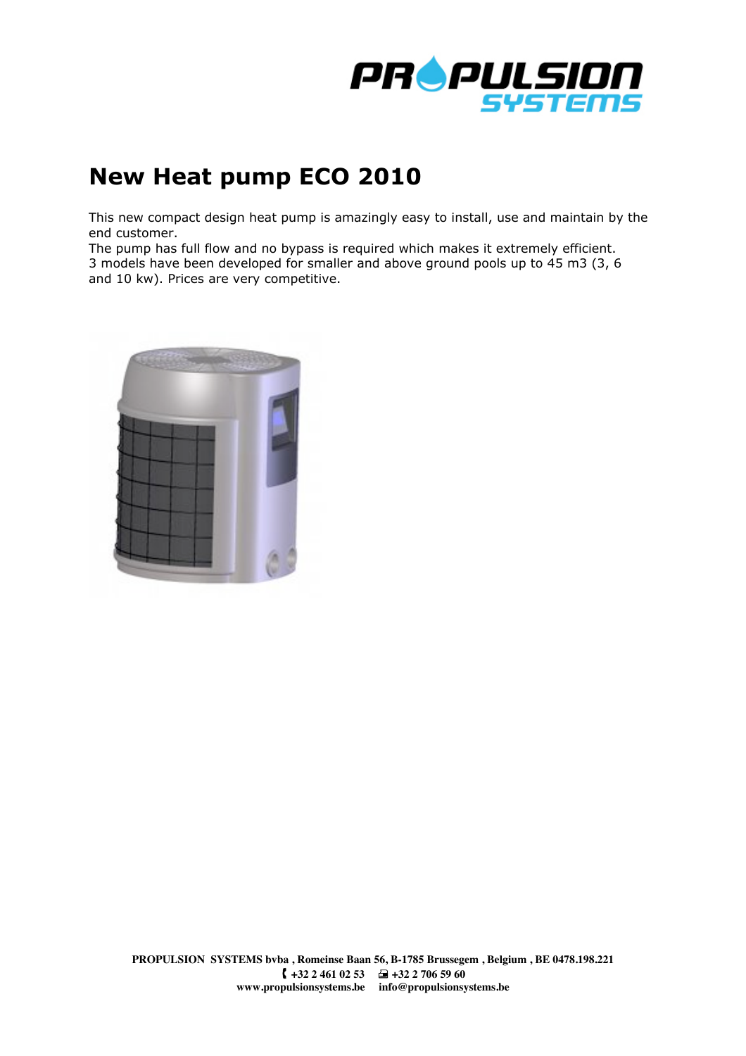# New Heat pump ECO 2010

This new compact design heat pump is amazingly easy to install, use and maintain by the end customer.
The pump has full flow and no bypass is required which makes it extremely efficient.
3 models have been developed for smaller and above ground pools up to 45 m3 (3, 6 and 10 kw). Prices are very competitive.

**PROPULSION SYSTEMS bvba , Romeinse Baan 56, B-1785 Brussegem , Belgium , BE 0478.198.221**
**+32 2 461 02 53 +32 2 706 59 60**
**www.propulsionsystems.be info@propulsionsystems.be**